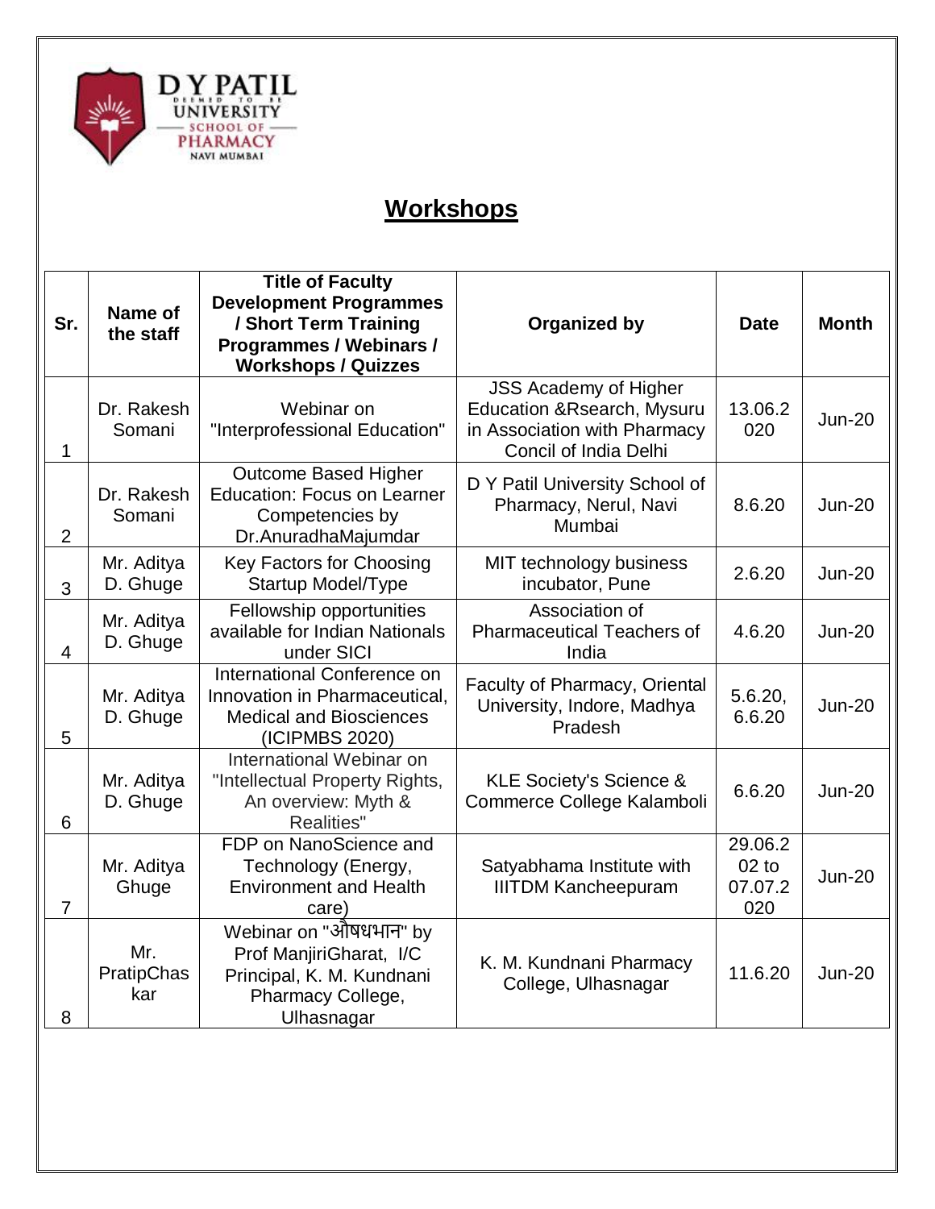D Y PATIL UNIVERSITY SCHOOL OF PHARMACY NAVI MUMBAI

## Workshops

| Sr. | Name of the staff | Title of Faculty Development Programmes / Short Term Training Programmes / Webinars / Workshops / Quizzes | Organized by | Date | Month |
|---|---|---|---|---|---|
| 1 | Dr. Rakesh Somani | Webinar on "Interprofessional Education" | JSS Academy of Higher Education &Rsearch, Mysuru in Association with Pharmacy Concil of India Delhi | 13.06.2020 | Jun-20 |
| 2 | Dr. Rakesh Somani | Outcome Based Higher Education: Focus on Learner Competencies by Dr.AnuradhaMajumdar | D Y Patil University School of Pharmacy, Nerul, Navi Mumbai | 8.6.20 | Jun-20 |
| 3 | Mr. Aditya D. Ghuge | Key Factors for Choosing Startup Model/Type | MIT technology business incubator, Pune | 2.6.20 | Jun-20 |
| 4 | Mr. Aditya D. Ghuge | Fellowship opportunities available for Indian Nationals under SICI | Association of Pharmaceutical Teachers of India | 4.6.20 | Jun-20 |
| 5 | Mr. Aditya D. Ghuge | International Conference on Innovation in Pharmaceutical, Medical and Biosciences (ICIPMBS 2020) | Faculty of Pharmacy, Oriental University, Indore, Madhya Pradesh | 5.6.20, 6.6.20 | Jun-20 |
| 6 | Mr. Aditya D. Ghuge | International Webinar on "Intellectual Property Rights, An overview: Myth & Realities" | KLE Society's Science & Commerce College Kalamboli | 6.6.20 | Jun-20 |
| 7 | Mr. Aditya Ghuge | FDP on NanoScience and Technology (Energy, Environment and Health care) | Satyabhama Institute with IIITDM Kancheepuram | 29.06.2002 to 07.07.2020 | Jun-20 |
| 8 | Mr. PratipChaskar | Webinar on "औषधभान" by Prof ManjiriGharat, I/C Principal, K. M. Kundnani Pharmacy College, Ulhasnagar | K. M. Kundnani Pharmacy College, Ulhasnagar | 11.6.20 | Jun-20 |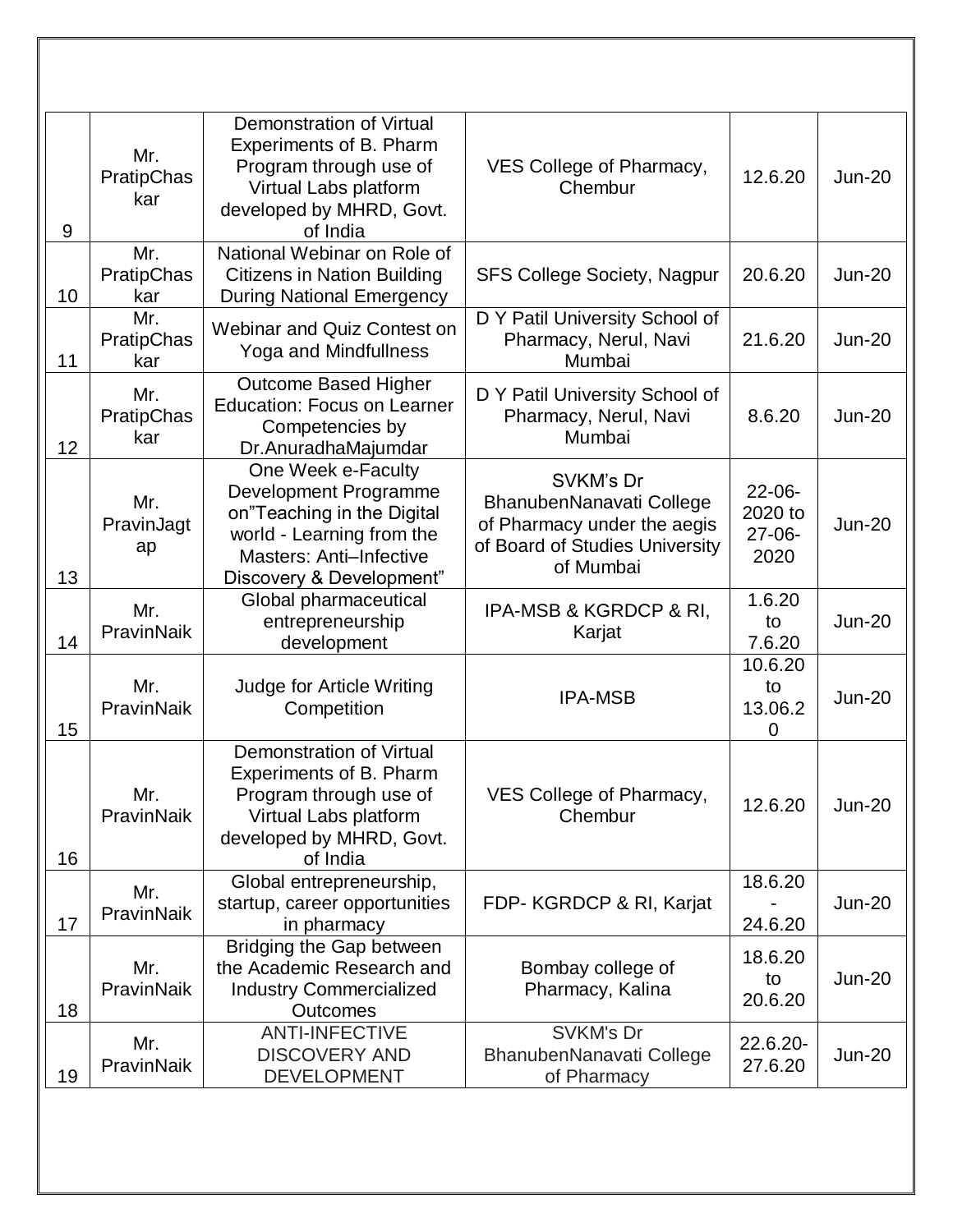| 9 | Mr. PratipChaskar | Demonstration of Virtual Experiments of B. Pharm Program through use of Virtual Labs platform developed by MHRD, Govt. of India | VES College of Pharmacy, Chembur | 12.6.20 | Jun-20 |
|---|---|---|---|---|---|
| 10 | Mr. PratipChaskar | National Webinar on Role of Citizens in Nation Building During National Emergency | SFS College Society, Nagpur | 20.6.20 | Jun-20 |
| 11 | Mr. PratipChaskar | Webinar and Quiz Contest on Yoga and Mindfullness | D Y Patil University School of Pharmacy, Nerul, Navi Mumbai | 21.6.20 | Jun-20 |
| 12 | Mr. PratipChaskar | Outcome Based Higher Education: Focus on Learner Competencies by Dr.AnuradhaMajumdar | D Y Patil University School of Pharmacy, Nerul, Navi Mumbai | 8.6.20 | Jun-20 |
| 13 | Mr. PravinJagtap | One Week e-Faculty Development Programme on"Teaching in the Digital world - Learning from the Masters: Anti–Infective Discovery & Development" | SVKM's Dr BhanubenNanavati College of Pharmacy under the aegis of Board of Studies University of Mumbai | 22-06-2020 to 27-06-2020 | Jun-20 |
| 14 | Mr. PravinNaik | Global pharmaceutical entrepreneurship development | IPA-MSB & KGRDCP & RI, Karjat | 1.6.20 to 7.6.20 | Jun-20 |
| 15 | Mr. PravinNaik | Judge for Article Writing Competition | IPA-MSB | 10.6.20 to 13.06.20 | Jun-20 |
| 16 | Mr. PravinNaik | Demonstration of Virtual Experiments of B. Pharm Program through use of Virtual Labs platform developed by MHRD, Govt. of India | VES College of Pharmacy, Chembur | 12.6.20 | Jun-20 |
| 17 | Mr. PravinNaik | Global entrepreneurship, startup, career opportunities in pharmacy | FDP- KGRDCP & RI, Karjat | 18.6.20 - 24.6.20 | Jun-20 |
| 18 | Mr. PravinNaik | Bridging the Gap between the Academic Research and Industry Commercialized Outcomes | Bombay college of Pharmacy, Kalina | 18.6.20 to 20.6.20 | Jun-20 |
| 19 | Mr. PravinNaik | ANTI-INFECTIVE DISCOVERY AND DEVELOPMENT | SVKM's Dr BhanubenNanavati College of Pharmacy | 22.6.20-27.6.20 | Jun-20 |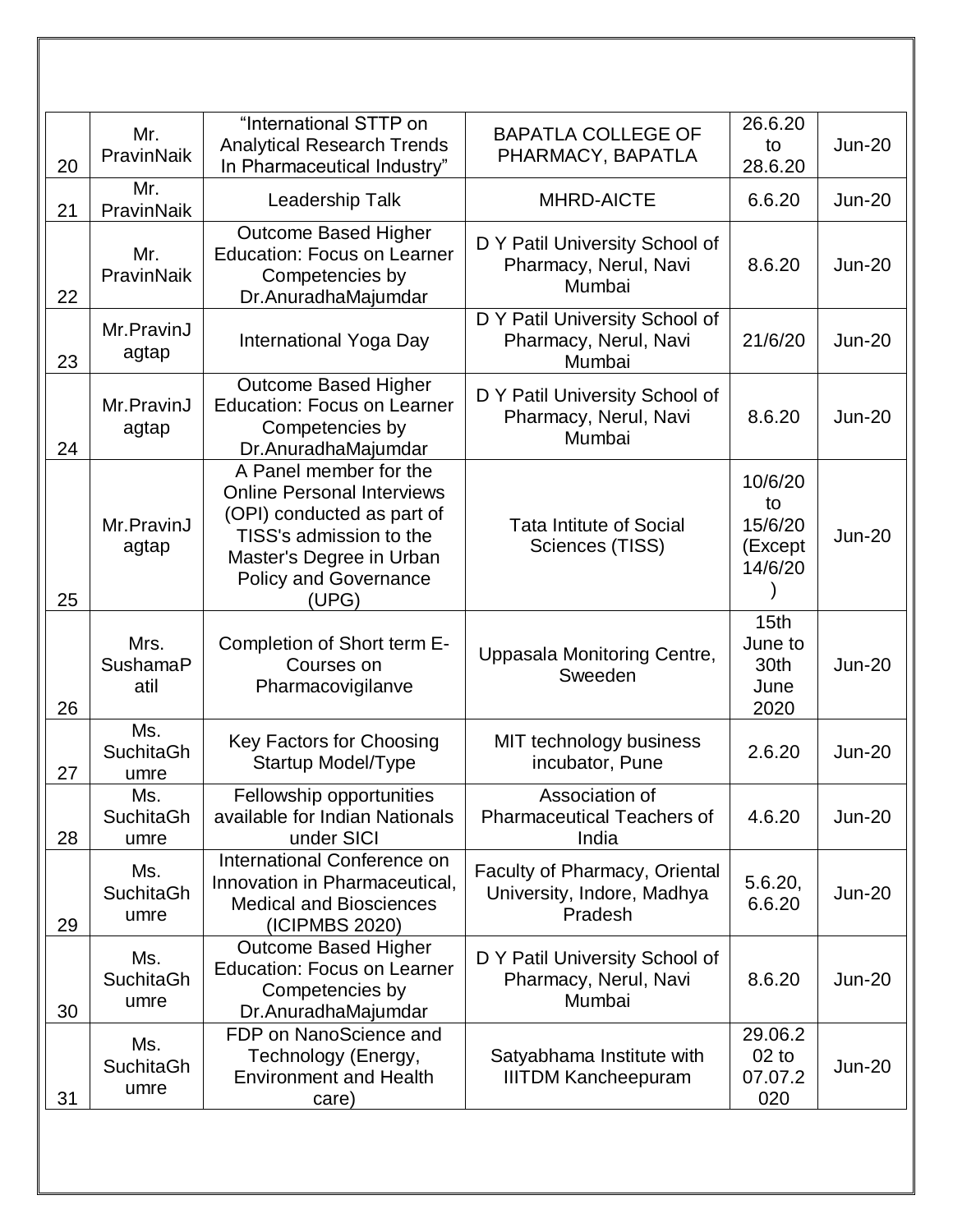| 20 | Mr. PravinNaik | "International STTP on Analytical Research Trends In Pharmaceutical Industry" | BAPATLA COLLEGE OF PHARMACY, BAPATLA | 26.6.20 to 28.6.20 | Jun-20 |
|---|---|---|---|---|---|
| 21 | Mr. PravinNaik | Leadership Talk | MHRD-AICTE | 6.6.20 | Jun-20 |
| 22 | Mr. PravinNaik | Outcome Based Higher Education: Focus on Learner Competencies by Dr.AnuradhaMajumdar | D Y Patil University School of Pharmacy, Nerul, Navi Mumbai | 8.6.20 | Jun-20 |
| 23 | Mr.PravinJagtap | International Yoga Day | D Y Patil University School of Pharmacy, Nerul, Navi Mumbai | 21/6/20 | Jun-20 |
| 24 | Mr.PravinJagtap | Outcome Based Higher Education: Focus on Learner Competencies by Dr.AnuradhaMajumdar | D Y Patil University School of Pharmacy, Nerul, Navi Mumbai | 8.6.20 | Jun-20 |
| 25 | Mr.PravinJagtap | A Panel member for the Online Personal Interviews (OPI) conducted as part of TISS's admission to the Master's Degree in Urban Policy and Governance (UPG) | Tata Intitute of Social Sciences (TISS) | 10/6/20 to 15/6/20 (Except 14/6/20) | Jun-20 |
| 26 | Mrs. SushamaPatil | Completion of Short term E-Courses on Pharmacovigilanve | Uppasala Monitoring Centre, Sweeden | 15th June to 30th June 2020 | Jun-20 |
| 27 | Ms. SuchitaGhumre | Key Factors for Choosing Startup Model/Type | MIT technology business incubator, Pune | 2.6.20 | Jun-20 |
| 28 | Ms. SuchitaGhumre | Fellowship opportunities available for Indian Nationals under SICI | Association of Pharmaceutical Teachers of India | 4.6.20 | Jun-20 |
| 29 | Ms. SuchitaGhumre | International Conference on Innovation in Pharmaceutical, Medical and Biosciences (ICIPMBS 2020) | Faculty of Pharmacy, Oriental University, Indore, Madhya Pradesh | 5.6.20, 6.6.20 | Jun-20 |
| 30 | Ms. SuchitaGhumre | Outcome Based Higher Education: Focus on Learner Competencies by Dr.AnuradhaMajumdar | D Y Patil University School of Pharmacy, Nerul, Navi Mumbai | 8.6.20 | Jun-20 |
| 31 | Ms. SuchitaGhumre | FDP on NanoScience and Technology (Energy, Environment and Health care) | Satyabhama Institute with IIITDM Kancheepuram | 29.06.202 to 07.07.2020 | Jun-20 |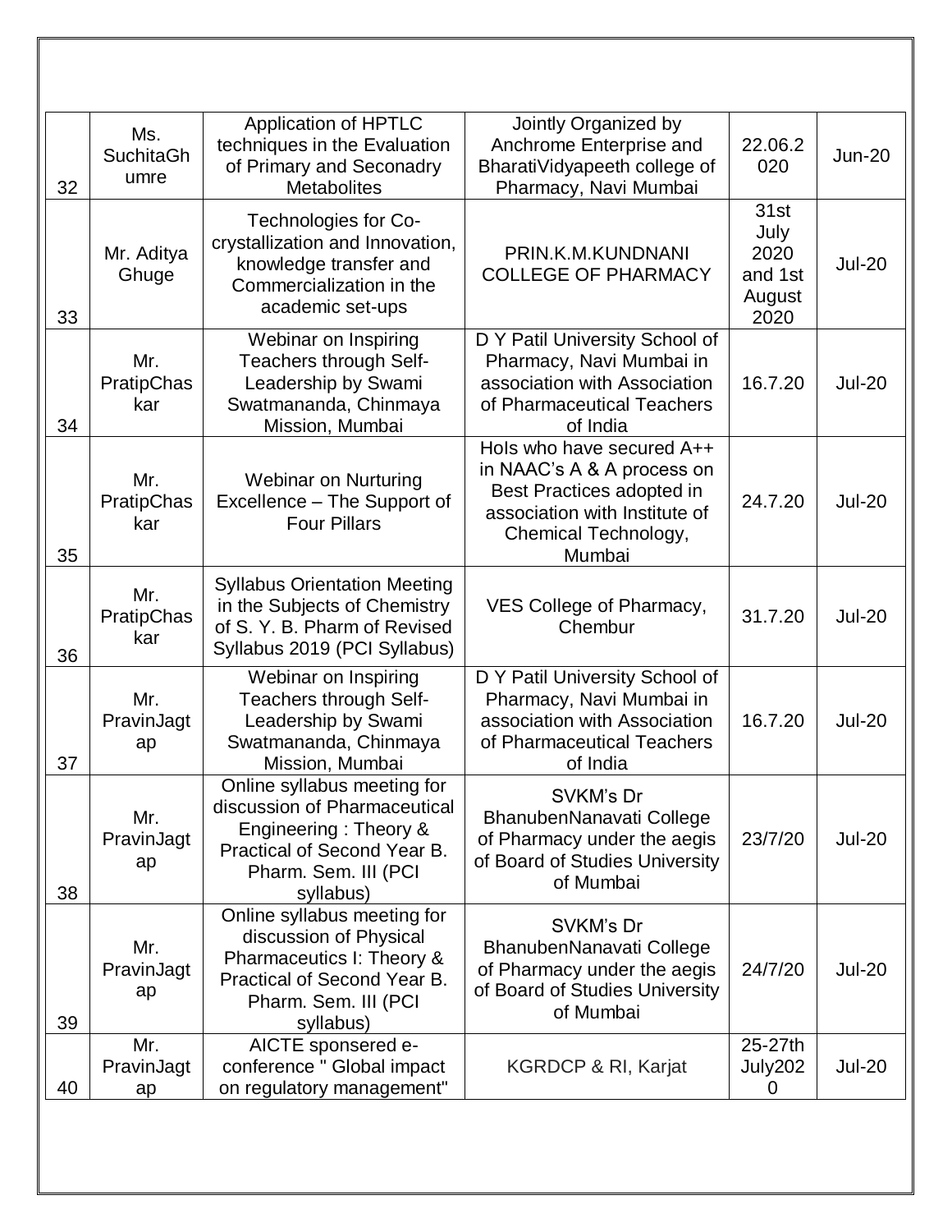| 32 | Ms. SuchitaGhumre | Application of HPTLC techniques in the Evaluation of Primary and Seconadry Metabolites | Jointly Organized by Anchrome Enterprise and BharatiVidyapeeth college of Pharmacy, Navi Mumbai | 22.06.2020 | Jun-20 |
|---|---|---|---|---|---|
| 33 | Mr. Aditya Ghuge | Technologies for Co-crystallization and Innovation, knowledge transfer and Commercialization in the academic set-ups | PRIN.K.M.KUNDNANI COLLEGE OF PHARMACY | 31st July 2020 and 1st August 2020 | Jul-20 |
| 34 | Mr. PratipChaskar | Webinar on Inspiring Teachers through Self-Leadership by Swami Swatmananda, Chinmaya Mission, Mumbai | D Y Patil University School of Pharmacy, Navi Mumbai in association with Association of Pharmaceutical Teachers of India | 16.7.20 | Jul-20 |
| 35 | Mr. PratipChaskar | Webinar on Nurturing Excellence – The Support of Four Pillars | HoIs who have secured A++ in NAAC's A & A process on Best Practices adopted in association with Institute of Chemical Technology, Mumbai | 24.7.20 | Jul-20 |
| 36 | Mr. PratipChaskar | Syllabus Orientation Meeting in the Subjects of Chemistry of S. Y. B. Pharm of Revised Syllabus 2019 (PCI Syllabus) | VES College of Pharmacy, Chembur | 31.7.20 | Jul-20 |
| 37 | Mr. PravinJagtap | Webinar on Inspiring Teachers through Self-Leadership by Swami Swatmananda, Chinmaya Mission, Mumbai | D Y Patil University School of Pharmacy, Navi Mumbai in association with Association of Pharmaceutical Teachers of India | 16.7.20 | Jul-20 |
| 38 | Mr. PravinJagtap | Online syllabus meeting for discussion of Pharmaceutical Engineering : Theory & Practical of Second Year B. Pharm. Sem. III (PCI syllabus) | SVKM's Dr BhanubenNanavati College of Pharmacy under the aegis of Board of Studies University of Mumbai | 23/7/20 | Jul-20 |
| 39 | Mr. PravinJagtap | Online syllabus meeting for discussion of Physical Pharmaceutics I: Theory & Practical of Second Year B. Pharm. Sem. III (PCI syllabus) | SVKM's Dr BhanubenNanavati College of Pharmacy under the aegis of Board of Studies University of Mumbai | 24/7/20 | Jul-20 |
| 40 | Mr. PravinJagtap | AICTE sponsered e-conference " Global impact on regulatory management" | KGRDCP & RI, Karjat | 25-27th July2020 | Jul-20 |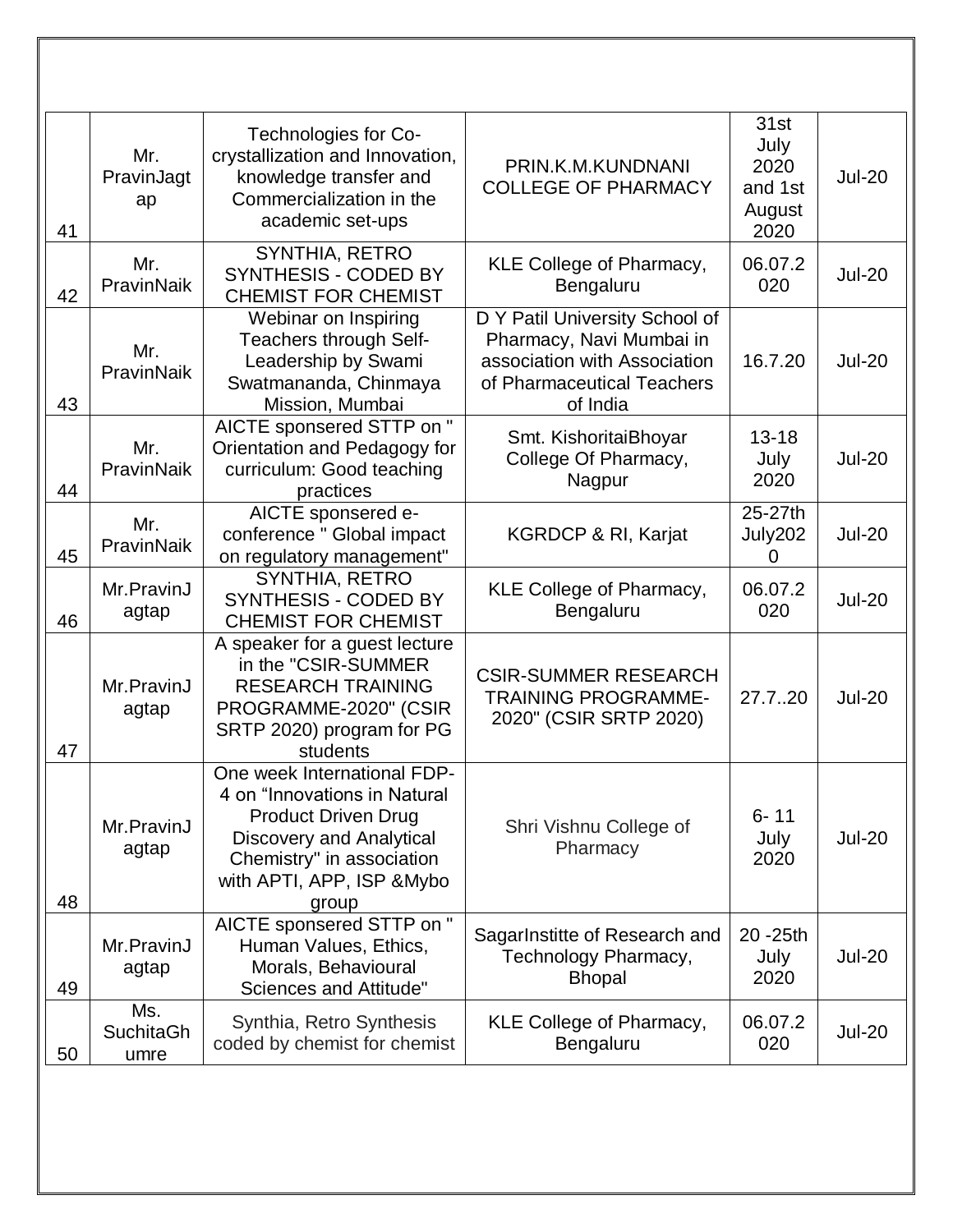| 41 | Mr. PravinJagtap | Technologies for Co-crystallization and Innovation, knowledge transfer and Commercialization in the academic set-ups | PRIN.K.M.KUNDNANI COLLEGE OF PHARMACY | 31st July 2020 and 1st August 2020 | Jul-20 |
|---|---|---|---|---|---|
| 42 | Mr. PravinNaik | SYNTHIA, RETRO SYNTHESIS - CODED BY CHEMIST FOR CHEMIST | KLE College of Pharmacy, Bengaluru | 06.07.2020 | Jul-20 |
| 43 | Mr. PravinNaik | Webinar on Inspiring Teachers through Self-Leadership by Swami Swatmananda, Chinmaya Mission, Mumbai | D Y Patil University School of Pharmacy, Navi Mumbai in association with Association of Pharmaceutical Teachers of India | 16.7.20 | Jul-20 |
| 44 | Mr. PravinNaik | AICTE sponsered STTP on " Orientation and Pedagogy for curriculum: Good teaching practices | Smt. KishoritaiBhoyar College Of Pharmacy, Nagpur | 13-18 July 2020 | Jul-20 |
| 45 | Mr. PravinNaik | AICTE sponsered e-conference " Global impact on regulatory management" | KGRDCP & RI, Karjat | 25-27th July2020 | Jul-20 |
| 46 | Mr.PravinJagtap | SYNTHIA, RETRO SYNTHESIS - CODED BY CHEMIST FOR CHEMIST | KLE College of Pharmacy, Bengaluru | 06.07.2020 | Jul-20 |
| 47 | Mr.PravinJagtap | A speaker for a guest lecture in the "CSIR-SUMMER RESEARCH TRAINING PROGRAMME-2020" (CSIR SRTP 2020) program for PG students | CSIR-SUMMER RESEARCH TRAINING PROGRAMME-2020" (CSIR SRTP 2020) | 27.7..20 | Jul-20 |
| 48 | Mr.PravinJagtap | One week International FDP-4 on "Innovations in Natural Product Driven Drug Discovery and Analytical Chemistry" in association with APTI, APP, ISP &Mybo group | Shri Vishnu College of Pharmacy | 6- 11 July 2020 | Jul-20 |
| 49 | Mr.PravinJagtap | AICTE sponsered STTP on " Human Values, Ethics, Morals, Behavioural Sciences and Attitude" | SagarInstitte of Research and Technology Pharmacy, Bhopal | 20 -25th July 2020 | Jul-20 |
| 50 | Ms. SuchitaGhumre | Synthia, Retro Synthesis coded by chemist for chemist | KLE College of Pharmacy, Bengaluru | 06.07.2020 | Jul-20 |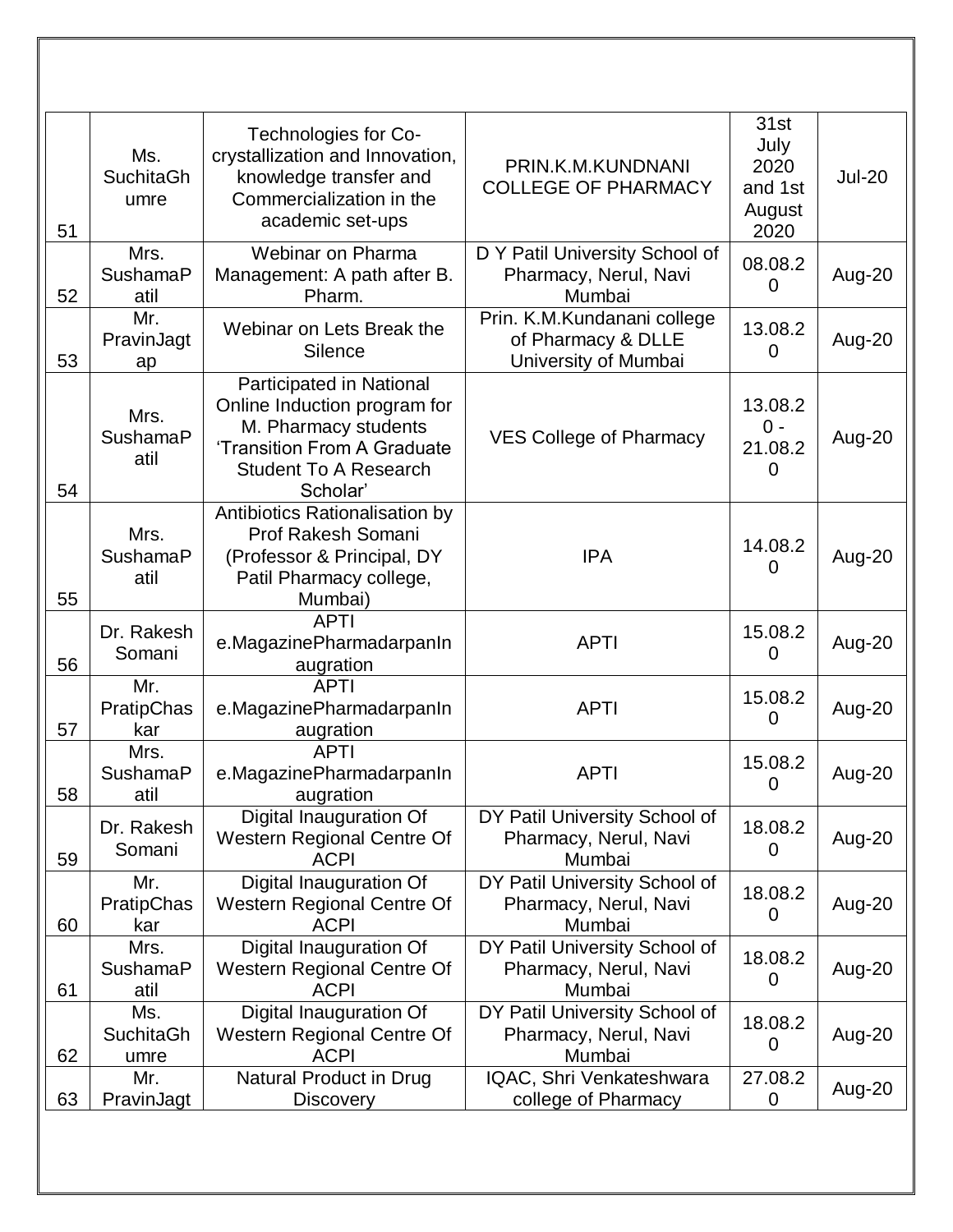| | | | | | |
|---|---|---|---|---|---|
| 51 | Ms. SuchitaGhumre | Technologies for Co-crystallization and Innovation, knowledge transfer and Commercialization in the academic set-ups | PRIN.K.M.KUNDNANI COLLEGE OF PHARMACY | 31st July 2020 and 1st August 2020 | Jul-20 |
| 52 | Mrs. SushamaPatil | Webinar on Pharma Management: A path after B. Pharm. | D Y Patil University School of Pharmacy, Nerul, Navi Mumbai | 08.08.20 | Aug-20 |
| 53 | Mr. PravinJagtap | Webinar on Lets Break the Silence | Prin. K.M.Kundanani college of Pharmacy & DLLE University of Mumbai | 13.08.20 | Aug-20 |
| 54 | Mrs. SushamaPatil | Participated in National Online Induction program for M. Pharmacy students 'Transition From A Graduate Student To A Research Scholar' | VES College of Pharmacy | 13.08.20 - 21.08.20 | Aug-20 |
| 55 | Mrs. SushamaPatil | Antibiotics Rationalisation by Prof Rakesh Somani (Professor & Principal, DY Patil Pharmacy college, Mumbai) | IPA | 14.08.20 | Aug-20 |
| 56 | Dr. Rakesh Somani | APTI e.MagazinePharmadarpanInaugration | APTI | 15.08.20 | Aug-20 |
| 57 | Mr. PratipChaskar | APTI e.MagazinePharmadarpanInaugration | APTI | 15.08.20 | Aug-20 |
| 58 | Mrs. SushamaPatil | APTI e.MagazinePharmadarpanInaugration | APTI | 15.08.20 | Aug-20 |
| 59 | Dr. Rakesh Somani | Digital Inauguration Of Western Regional Centre Of ACPI | DY Patil University School of Pharmacy, Nerul, Navi Mumbai | 18.08.20 | Aug-20 |
| 60 | Mr. PratipChaskar | Digital Inauguration Of Western Regional Centre Of ACPI | DY Patil University School of Pharmacy, Nerul, Navi Mumbai | 18.08.20 | Aug-20 |
| 61 | Mrs. SushamaPatil | Digital Inauguration Of Western Regional Centre Of ACPI | DY Patil University School of Pharmacy, Nerul, Navi Mumbai | 18.08.20 | Aug-20 |
| 62 | Ms. SuchitaGhumre | Digital Inauguration Of Western Regional Centre Of ACPI | DY Patil University School of Pharmacy, Nerul, Navi Mumbai | 18.08.20 | Aug-20 |
| 63 | Mr. PravinJagt | Natural Product in Drug Discovery | IQAC, Shri Venkateshwara college of Pharmacy | 27.08.20 | Aug-20 |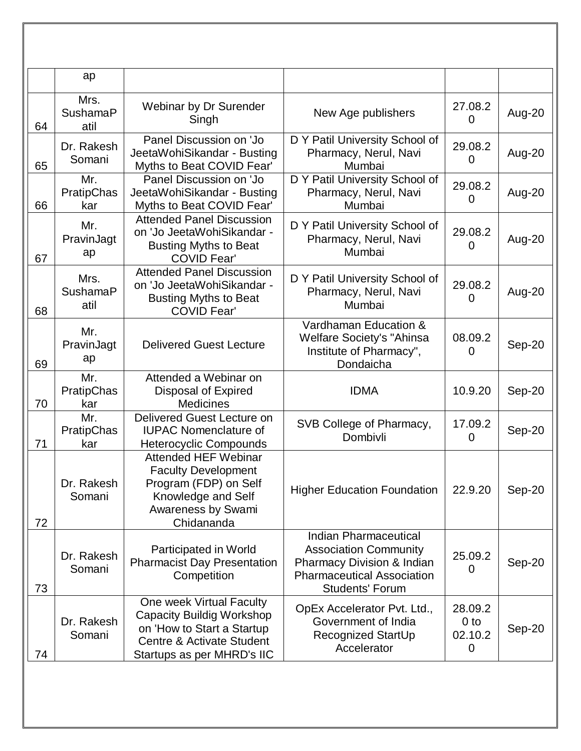|  | ap |  |  |  |  |
|---|---|---|---|---|---|
| 64 | Mrs. SushamaPatil | Webinar by Dr Surender Singh | New Age publishers | 27.08.20 | Aug-20 |
| 65 | Dr. Rakesh Somani | Panel Discussion on 'Jo JeetaWohiSikandar - Busting Myths to Beat COVID Fear' | D Y Patil University School of Pharmacy, Nerul, Navi Mumbai | 29.08.20 | Aug-20 |
| 66 | Mr. PratipChaskar | Panel Discussion on 'Jo JeetaWohiSikandar - Busting Myths to Beat COVID Fear' | D Y Patil University School of Pharmacy, Nerul, Navi Mumbai | 29.08.20 | Aug-20 |
| 67 | Mr. PravinJagtap | Attended Panel Discussion on 'Jo JeetaWohiSikandar - Busting Myths to Beat COVID Fear' | D Y Patil University School of Pharmacy, Nerul, Navi Mumbai | 29.08.20 | Aug-20 |
| 68 | Mrs. SushamaPatil | Attended Panel Discussion on 'Jo JeetaWohiSikandar - Busting Myths to Beat COVID Fear' | D Y Patil University School of Pharmacy, Nerul, Navi Mumbai | 29.08.20 | Aug-20 |
| 69 | Mr. PravinJagtap | Delivered Guest Lecture | Vardhaman Education & Welfare Society's "Ahinsa Institute of Pharmacy", Dondaicha | 08.09.20 | Sep-20 |
| 70 | Mr. PratipChaskar | Attended a Webinar on Disposal of Expired Medicines | IDMA | 10.9.20 | Sep-20 |
| 71 | Mr. PratipChaskar | Delivered Guest Lecture on IUPAC Nomenclature of Heterocyclic Compounds | SVB College of Pharmacy, Dombivli | 17.09.20 | Sep-20 |
| 72 | Dr. Rakesh Somani | Attended HEF Webinar Faculty Development Program (FDP) on Self Knowledge and Self Awareness by Swami Chidananda | Higher Education Foundation | 22.9.20 | Sep-20 |
| 73 | Dr. Rakesh Somani | Participated in World Pharmacist Day Presentation Competition | Indian Pharmaceutical Association Community Pharmacy Division & Indian Pharmaceutical Association Students' Forum | 25.09.20 | Sep-20 |
| 74 | Dr. Rakesh Somani | One week Virtual Faculty Capacity Buildig Workshop on 'How to Start a Startup Centre & Activate Student Startups as per MHRD's IIC | OpEx Accelerator Pvt. Ltd., Government of India Recognized StartUp Accelerator | 28.09.20 to 02.10.20 | Sep-20 |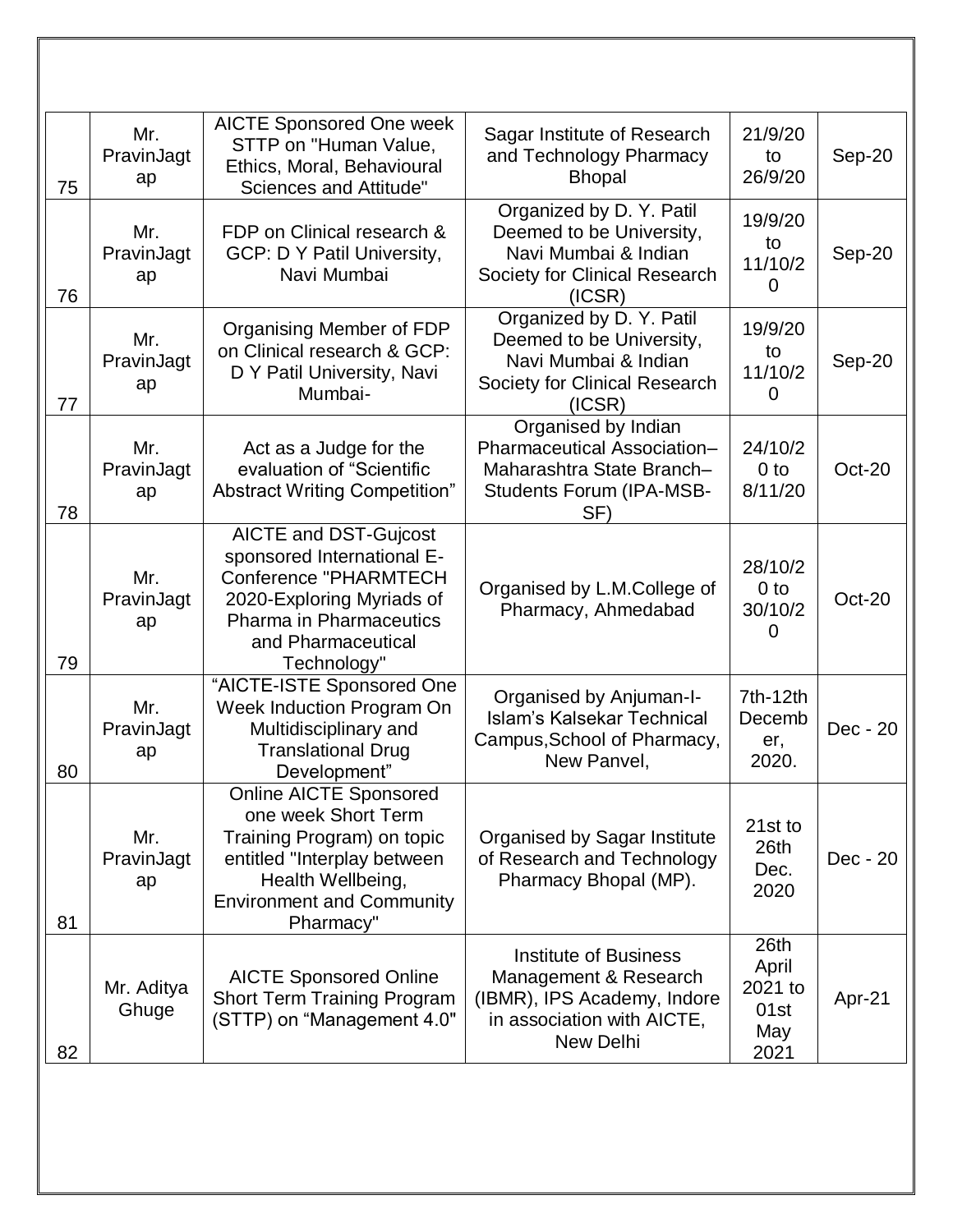| 75 | Mr. PravinJagtap | AICTE Sponsored One week STTP on "Human Value, Ethics, Moral, Behavioural Sciences and Attitude" | Sagar Institute of Research and Technology Pharmacy Bhopal | 21/9/20 to 26/9/20 | Sep-20 |
|---|---|---|---|---|---|
| 76 | Mr. PravinJagtap | FDP on Clinical research & GCP: D Y Patil University, Navi Mumbai | Organized by D. Y. Patil Deemed to be University, Navi Mumbai & Indian Society for Clinical Research (ICSR) | 19/9/20 to 11/10/20 | Sep-20 |
| 77 | Mr. PravinJagtap | Organising Member of FDP on Clinical research & GCP: D Y Patil University, Navi Mumbai- | Organized by D. Y. Patil Deemed to be University, Navi Mumbai & Indian Society for Clinical Research (ICSR) | 19/9/20 to 11/10/20 | Sep-20 |
| 78 | Mr. PravinJagtap | Act as a Judge for the evaluation of "Scientific Abstract Writing Competition" | Organised by Indian Pharmaceutical Association–Maharashtra State Branch–Students Forum (IPA-MSB-SF) | 24/10/20 to 8/11/20 | Oct-20 |
| 79 | Mr. PravinJagtap | AICTE and DST-Gujcost sponsored International E-Conference "PHARMTECH 2020-Exploring Myriads of Pharma in Pharmaceutics and Pharmaceutical Technology" | Organised by L.M.College of Pharmacy, Ahmedabad | 28/10/20 to 30/10/20 | Oct-20 |
| 80 | Mr. PravinJagtap | "AICTE-ISTE Sponsored One Week Induction Program On Multidisciplinary and Translational Drug Development" | Organised by Anjuman-I-Islam's Kalsekar Technical Campus,School of Pharmacy, New Panvel, | 7th-12th December, 2020. | Dec - 20 |
| 81 | Mr. PravinJagtap | Online AICTE Sponsored one week Short Term Training Program) on topic entitled "Interplay between Health Wellbeing, Environment and Community Pharmacy" | Organised by Sagar Institute of Research and Technology Pharmacy Bhopal (MP). | 21st to 26th Dec. 2020 | Dec - 20 |
| 82 | Mr. Aditya Ghuge | AICTE Sponsored Online Short Term Training Program (STTP) on "Management 4.0" | Institute of Business Management & Research (IBMR), IPS Academy, Indore in association with AICTE, New Delhi | 26th April 2021 to 01st May 2021 | Apr-21 |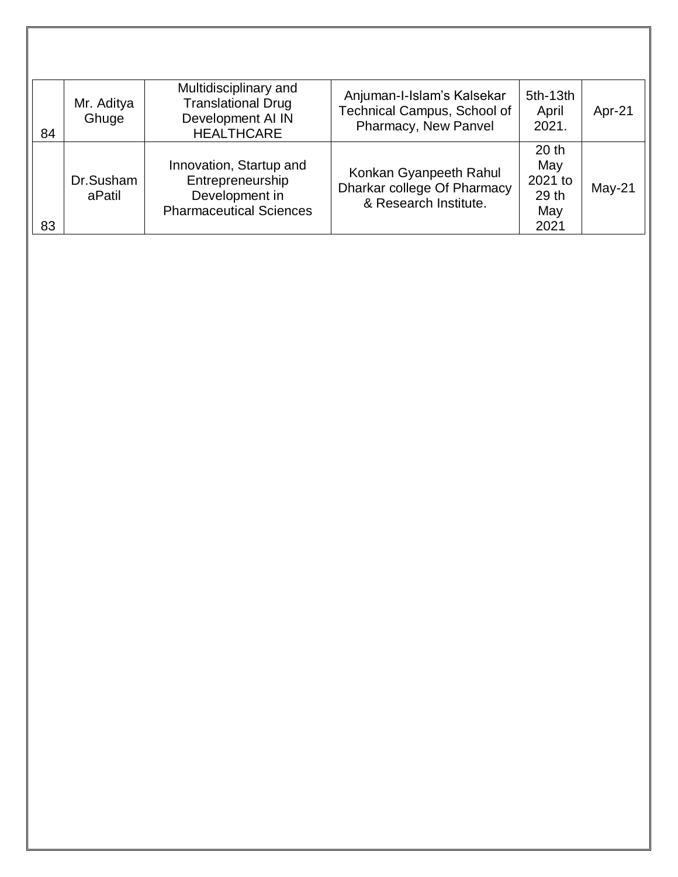| | | | | | |
|---|---|---|---|---|---|
| 84 | Mr. Aditya Ghuge | Multidisciplinary and Translational Drug Development AI IN HEALTHCARE | Anjuman-I-Islam's Kalsekar Technical Campus, School of Pharmacy, New Panvel | 5th-13th April 2021. | Apr-21 |
| 83 | Dr.Susham aPatil | Innovation, Startup and Entrepreneurship Development in Pharmaceutical Sciences | Konkan Gyanpeeth Rahul Dharkar college Of Pharmacy & Research Institute. | 20 th May 2021 to 29 th May 2021 | May-21 |